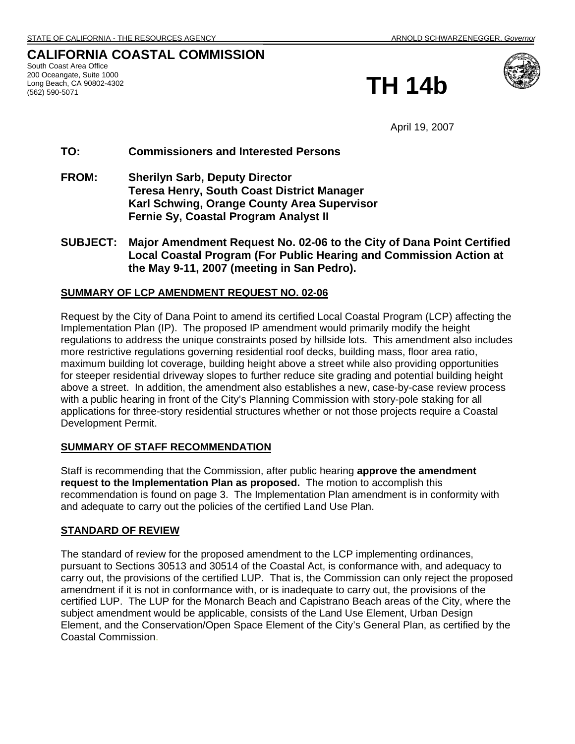STATE OF CALIFORNIA - THE RESOURCES AGENCY ARNOLD SCHWARZENEGGER, *Governor*

# CALIFORNIA COASTAL COMMISSION

South Coast Area Office
200 Oceangate, Suite 1000
Long Beach, CA 90802-4302
(562) 590-5071

# TH 14b

April 19, 2007

**TO:** **Commissioners and Interested Persons**

**FROM:** **Sherilyn Sarb, Deputy Director**
**Teresa Henry, South Coast District Manager**
**Karl Schwing, Orange County Area Supervisor**
**Fernie Sy, Coastal Program Analyst II**

**SUBJECT: Major Amendment Request No. 02-06 to the City of Dana Point Certified Local Coastal Program (For Public Hearing and Commission Action at the May 9-11, 2007 (meeting in San Pedro).**

## SUMMARY OF LCP AMENDMENT REQUEST NO. 02-06

Request by the City of Dana Point to amend its certified Local Coastal Program (LCP) affecting the Implementation Plan (IP). The proposed IP amendment would primarily modify the height regulations to address the unique constraints posed by hillside lots. This amendment also includes more restrictive regulations governing residential roof decks, building mass, floor area ratio, maximum building lot coverage, building height above a street while also providing opportunities for steeper residential driveway slopes to further reduce site grading and potential building height above a street. In addition, the amendment also establishes a new, case-by-case review process with a public hearing in front of the City's Planning Commission with story-pole staking for all applications for three-story residential structures whether or not those projects require a Coastal Development Permit.

## SUMMARY OF STAFF RECOMMENDATION

Staff is recommending that the Commission, after public hearing **approve the amendment request to the Implementation Plan as proposed.** The motion to accomplish this recommendation is found on page 3. The Implementation Plan amendment is in conformity with and adequate to carry out the policies of the certified Land Use Plan.

## STANDARD OF REVIEW

The standard of review for the proposed amendment to the LCP implementing ordinances, pursuant to Sections 30513 and 30514 of the Coastal Act, is conformance with, and adequacy to carry out, the provisions of the certified LUP. That is, the Commission can only reject the proposed amendment if it is not in conformance with, or is inadequate to carry out, the provisions of the certified LUP. The LUP for the Monarch Beach and Capistrano Beach areas of the City, where the subject amendment would be applicable, consists of the Land Use Element, Urban Design Element, and the Conservation/Open Space Element of the City's General Plan, as certified by the Coastal Commission.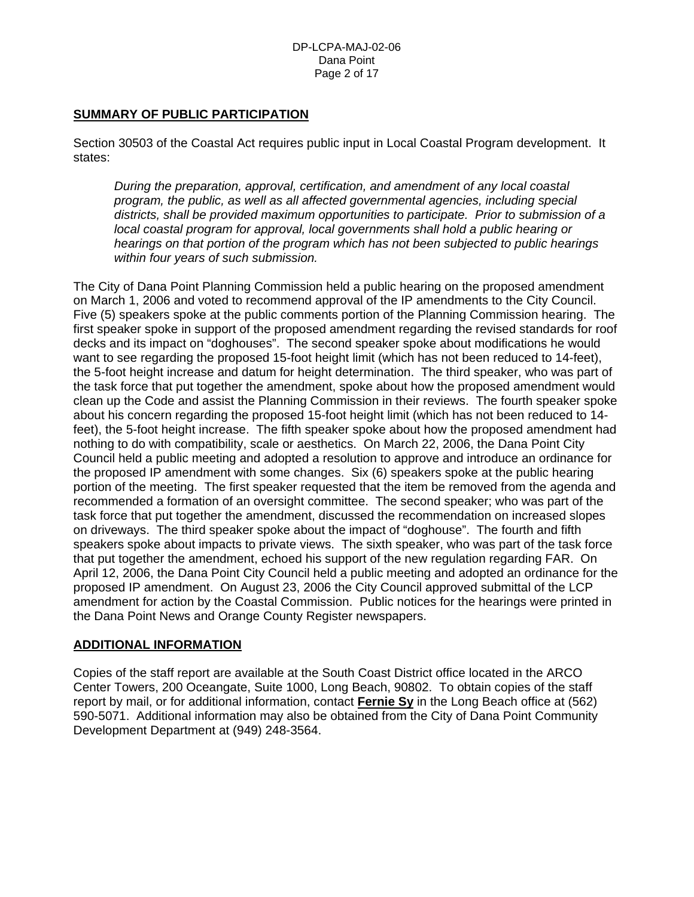## SUMMARY OF PUBLIC PARTICIPATION

Section 30503 of the Coastal Act requires public input in Local Coastal Program development. It states:

> *During the preparation, approval, certification, and amendment of any local coastal program, the public, as well as all affected governmental agencies, including special districts, shall be provided maximum opportunities to participate. Prior to submission of a local coastal program for approval, local governments shall hold a public hearing or hearings on that portion of the program which has not been subjected to public hearings within four years of such submission.*

The City of Dana Point Planning Commission held a public hearing on the proposed amendment on March 1, 2006 and voted to recommend approval of the IP amendments to the City Council. Five (5) speakers spoke at the public comments portion of the Planning Commission hearing. The first speaker spoke in support of the proposed amendment regarding the revised standards for roof decks and its impact on "doghouses". The second speaker spoke about modifications he would want to see regarding the proposed 15-foot height limit (which has not been reduced to 14-feet), the 5-foot height increase and datum for height determination. The third speaker, who was part of the task force that put together the amendment, spoke about how the proposed amendment would clean up the Code and assist the Planning Commission in their reviews. The fourth speaker spoke about his concern regarding the proposed 15-foot height limit (which has not been reduced to 14-feet), the 5-foot height increase. The fifth speaker spoke about how the proposed amendment had nothing to do with compatibility, scale or aesthetics. On March 22, 2006, the Dana Point City Council held a public meeting and adopted a resolution to approve and introduce an ordinance for the proposed IP amendment with some changes. Six (6) speakers spoke at the public hearing portion of the meeting. The first speaker requested that the item be removed from the agenda and recommended a formation of an oversight committee. The second speaker; who was part of the task force that put together the amendment, discussed the recommendation on increased slopes on driveways. The third speaker spoke about the impact of "doghouse". The fourth and fifth speakers spoke about impacts to private views. The sixth speaker, who was part of the task force that put together the amendment, echoed his support of the new regulation regarding FAR. On April 12, 2006, the Dana Point City Council held a public meeting and adopted an ordinance for the proposed IP amendment. On August 23, 2006 the City Council approved submittal of the LCP amendment for action by the Coastal Commission. Public notices for the hearings were printed in the Dana Point News and Orange County Register newspapers.

## ADDITIONAL INFORMATION

Copies of the staff report are available at the South Coast District office located in the ARCO Center Towers, 200 Oceangate, Suite 1000, Long Beach, 90802. To obtain copies of the staff report by mail, or for additional information, contact **Fernie Sy** in the Long Beach office at (562) 590-5071. Additional information may also be obtained from the City of Dana Point Community Development Department at (949) 248-3564.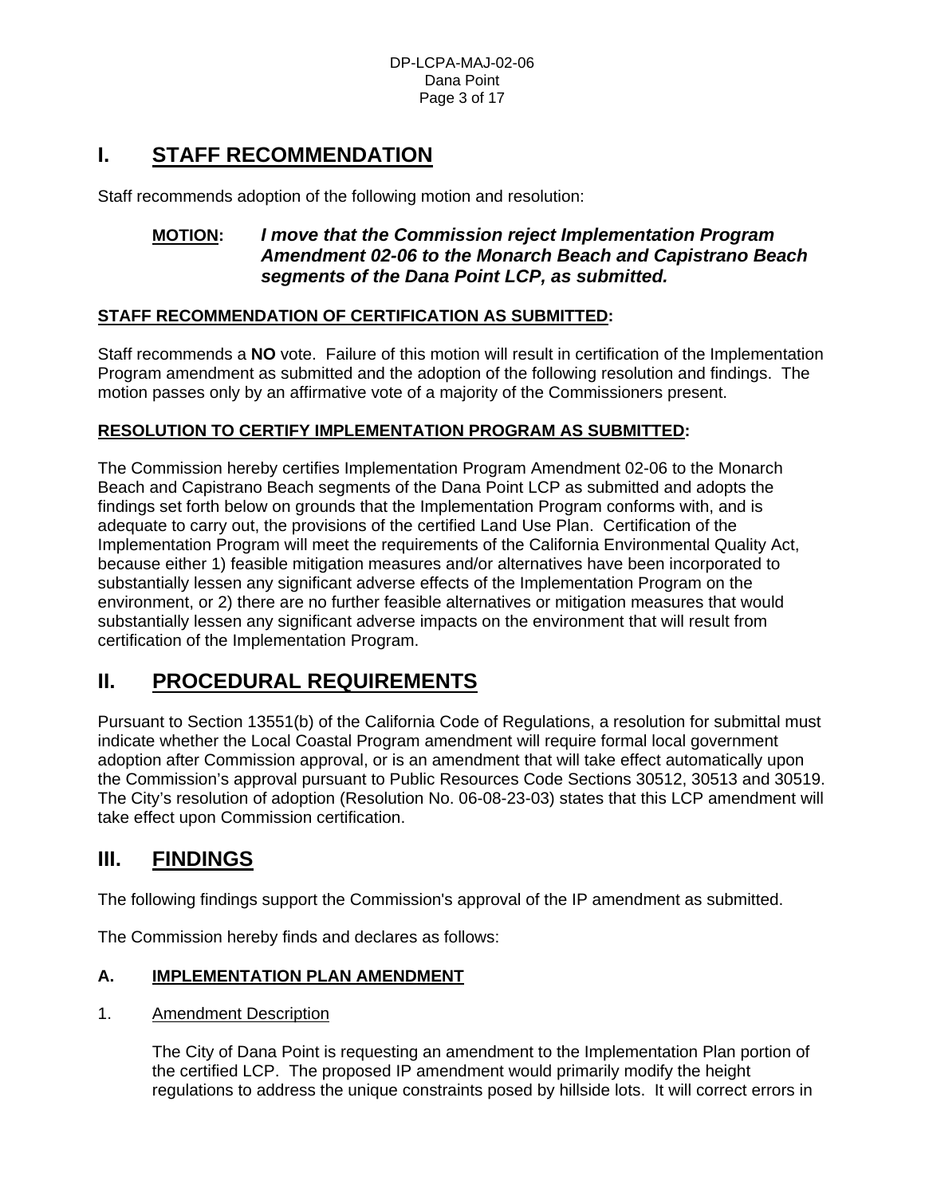# I. STAFF RECOMMENDATION

Staff recommends adoption of the following motion and resolution:

**MOTION:** ***I move that the Commission reject Implementation Program Amendment 02-06 to the Monarch Beach and Capistrano Beach segments of the Dana Point LCP, as submitted.***

**STAFF RECOMMENDATION OF CERTIFICATION AS SUBMITTED:**

Staff recommends a **NO** vote. Failure of this motion will result in certification of the Implementation Program amendment as submitted and the adoption of the following resolution and findings. The motion passes only by an affirmative vote of a majority of the Commissioners present.

**RESOLUTION TO CERTIFY IMPLEMENTATION PROGRAM AS SUBMITTED:**

The Commission hereby certifies Implementation Program Amendment 02-06 to the Monarch Beach and Capistrano Beach segments of the Dana Point LCP as submitted and adopts the findings set forth below on grounds that the Implementation Program conforms with, and is adequate to carry out, the provisions of the certified Land Use Plan. Certification of the Implementation Program will meet the requirements of the California Environmental Quality Act, because either 1) feasible mitigation measures and/or alternatives have been incorporated to substantially lessen any significant adverse effects of the Implementation Program on the environment, or 2) there are no further feasible alternatives or mitigation measures that would substantially lessen any significant adverse impacts on the environment that will result from certification of the Implementation Program.

# II. PROCEDURAL REQUIREMENTS

Pursuant to Section 13551(b) of the California Code of Regulations, a resolution for submittal must indicate whether the Local Coastal Program amendment will require formal local government adoption after Commission approval, or is an amendment that will take effect automatically upon the Commission's approval pursuant to Public Resources Code Sections 30512, 30513 and 30519. The City's resolution of adoption (Resolution No. 06-08-23-03) states that this LCP amendment will take effect upon Commission certification.

# III. FINDINGS

The following findings support the Commission's approval of the IP amendment as submitted.

The Commission hereby finds and declares as follows:

## A. IMPLEMENTATION PLAN AMENDMENT

1. Amendment Description

The City of Dana Point is requesting an amendment to the Implementation Plan portion of the certified LCP. The proposed IP amendment would primarily modify the height regulations to address the unique constraints posed by hillside lots. It will correct errors in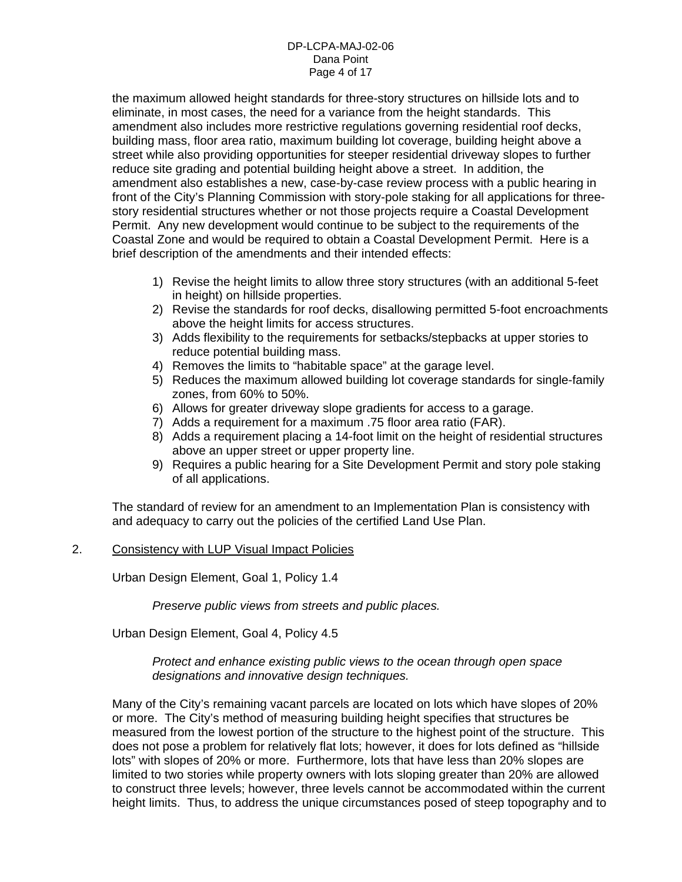the maximum allowed height standards for three-story structures on hillside lots and to eliminate, in most cases, the need for a variance from the height standards. This amendment also includes more restrictive regulations governing residential roof decks, building mass, floor area ratio, maximum building lot coverage, building height above a street while also providing opportunities for steeper residential driveway slopes to further reduce site grading and potential building height above a street. In addition, the amendment also establishes a new, case-by-case review process with a public hearing in front of the City's Planning Commission with story-pole staking for all applications for three-story residential structures whether or not those projects require a Coastal Development Permit. Any new development would continue to be subject to the requirements of the Coastal Zone and would be required to obtain a Coastal Development Permit. Here is a brief description of the amendments and their intended effects:

1) Revise the height limits to allow three story structures (with an additional 5-feet in height) on hillside properties.
2) Revise the standards for roof decks, disallowing permitted 5-foot encroachments above the height limits for access structures.
3) Adds flexibility to the requirements for setbacks/stepbacks at upper stories to reduce potential building mass.
4) Removes the limits to "habitable space" at the garage level.
5) Reduces the maximum allowed building lot coverage standards for single-family zones, from 60% to 50%.
6) Allows for greater driveway slope gradients for access to a garage.
7) Adds a requirement for a maximum .75 floor area ratio (FAR).
8) Adds a requirement placing a 14-foot limit on the height of residential structures above an upper street or upper property line.
9) Requires a public hearing for a Site Development Permit and story pole staking of all applications.

The standard of review for an amendment to an Implementation Plan is consistency with and adequacy to carry out the policies of the certified Land Use Plan.

2. Consistency with LUP Visual Impact Policies

Urban Design Element, Goal 1, Policy 1.4

*Preserve public views from streets and public places.*

Urban Design Element, Goal 4, Policy 4.5

*Protect and enhance existing public views to the ocean through open space designations and innovative design techniques.*

Many of the City's remaining vacant parcels are located on lots which have slopes of 20% or more. The City's method of measuring building height specifies that structures be measured from the lowest portion of the structure to the highest point of the structure. This does not pose a problem for relatively flat lots; however, it does for lots defined as "hillside lots" with slopes of 20% or more. Furthermore, lots that have less than 20% slopes are limited to two stories while property owners with lots sloping greater than 20% are allowed to construct three levels; however, three levels cannot be accommodated within the current height limits. Thus, to address the unique circumstances posed of steep topography and to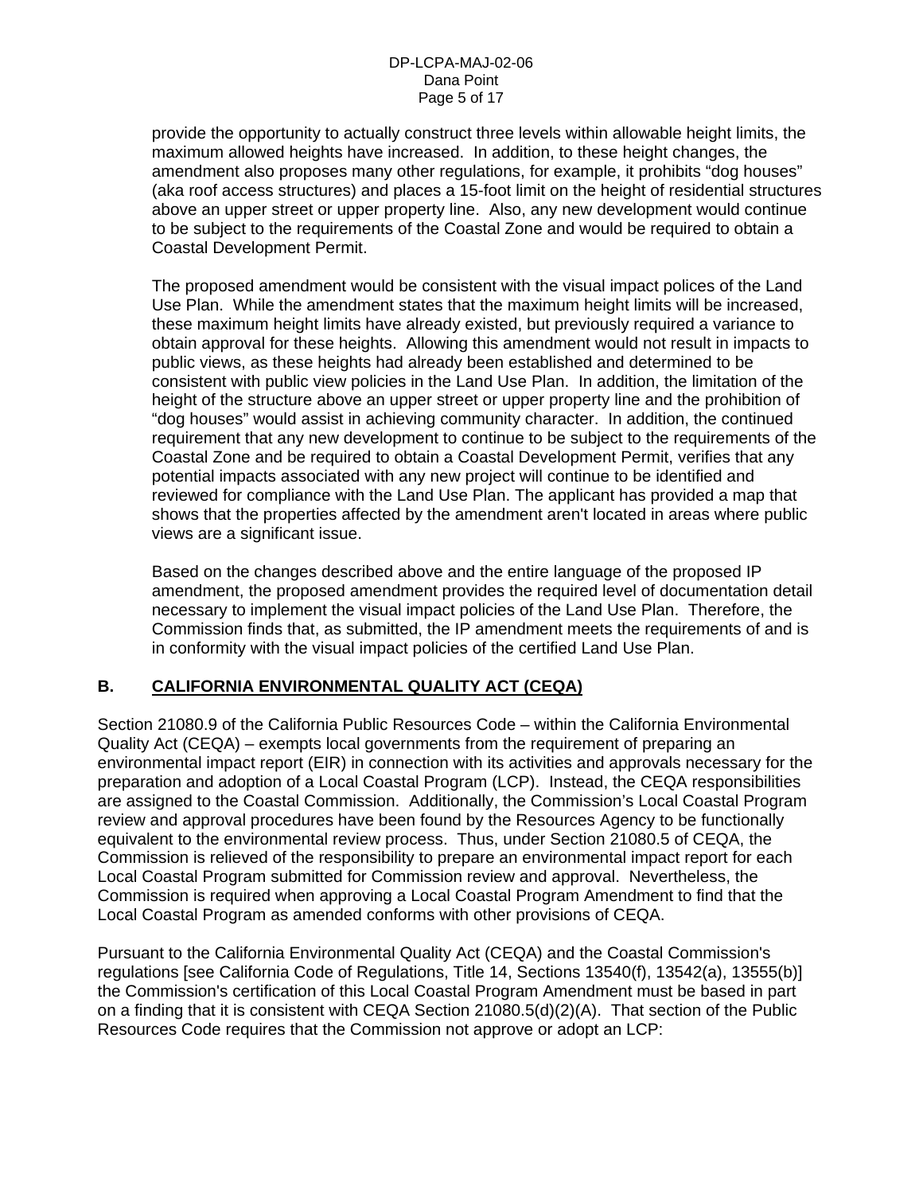provide the opportunity to actually construct three levels within allowable height limits, the maximum allowed heights have increased. In addition, to these height changes, the amendment also proposes many other regulations, for example, it prohibits "dog houses" (aka roof access structures) and places a 15-foot limit on the height of residential structures above an upper street or upper property line. Also, any new development would continue to be subject to the requirements of the Coastal Zone and would be required to obtain a Coastal Development Permit.

The proposed amendment would be consistent with the visual impact polices of the Land Use Plan. While the amendment states that the maximum height limits will be increased, these maximum height limits have already existed, but previously required a variance to obtain approval for these heights. Allowing this amendment would not result in impacts to public views, as these heights had already been established and determined to be consistent with public view policies in the Land Use Plan. In addition, the limitation of the height of the structure above an upper street or upper property line and the prohibition of "dog houses" would assist in achieving community character. In addition, the continued requirement that any new development to continue to be subject to the requirements of the Coastal Zone and be required to obtain a Coastal Development Permit, verifies that any potential impacts associated with any new project will continue to be identified and reviewed for compliance with the Land Use Plan. The applicant has provided a map that shows that the properties affected by the amendment aren't located in areas where public views are a significant issue.

Based on the changes described above and the entire language of the proposed IP amendment, the proposed amendment provides the required level of documentation detail necessary to implement the visual impact policies of the Land Use Plan. Therefore, the Commission finds that, as submitted, the IP amendment meets the requirements of and is in conformity with the visual impact policies of the certified Land Use Plan.

## B. CALIFORNIA ENVIRONMENTAL QUALITY ACT (CEQA)

Section 21080.9 of the California Public Resources Code – within the California Environmental Quality Act (CEQA) – exempts local governments from the requirement of preparing an environmental impact report (EIR) in connection with its activities and approvals necessary for the preparation and adoption of a Local Coastal Program (LCP). Instead, the CEQA responsibilities are assigned to the Coastal Commission. Additionally, the Commission's Local Coastal Program review and approval procedures have been found by the Resources Agency to be functionally equivalent to the environmental review process. Thus, under Section 21080.5 of CEQA, the Commission is relieved of the responsibility to prepare an environmental impact report for each Local Coastal Program submitted for Commission review and approval. Nevertheless, the Commission is required when approving a Local Coastal Program Amendment to find that the Local Coastal Program as amended conforms with other provisions of CEQA.

Pursuant to the California Environmental Quality Act (CEQA) and the Coastal Commission's regulations [see California Code of Regulations, Title 14, Sections 13540(f), 13542(a), 13555(b)] the Commission's certification of this Local Coastal Program Amendment must be based in part on a finding that it is consistent with CEQA Section 21080.5(d)(2)(A). That section of the Public Resources Code requires that the Commission not approve or adopt an LCP: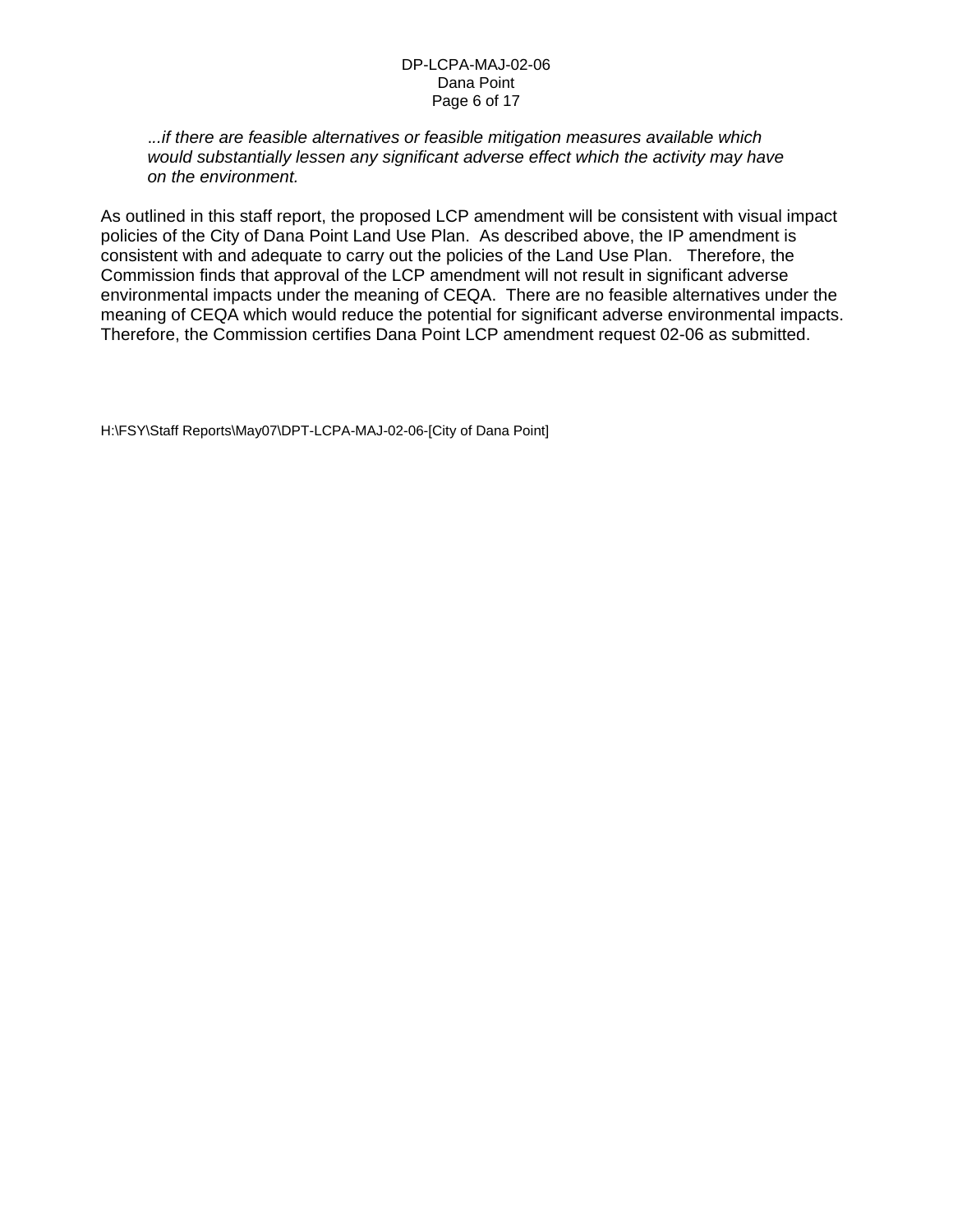> *...if there are feasible alternatives or feasible mitigation measures available which would substantially lessen any significant adverse effect which the activity may have on the environment.*

As outlined in this staff report, the proposed LCP amendment will be consistent with visual impact policies of the City of Dana Point Land Use Plan. As described above, the IP amendment is consistent with and adequate to carry out the policies of the Land Use Plan. Therefore, the Commission finds that approval of the LCP amendment will not result in significant adverse environmental impacts under the meaning of CEQA. There are no feasible alternatives under the meaning of CEQA which would reduce the potential for significant adverse environmental impacts. Therefore, the Commission certifies Dana Point LCP amendment request 02-06 as submitted.

H:\FSY\Staff Reports\May07\DPT-LCPA-MAJ-02-06-[City of Dana Point]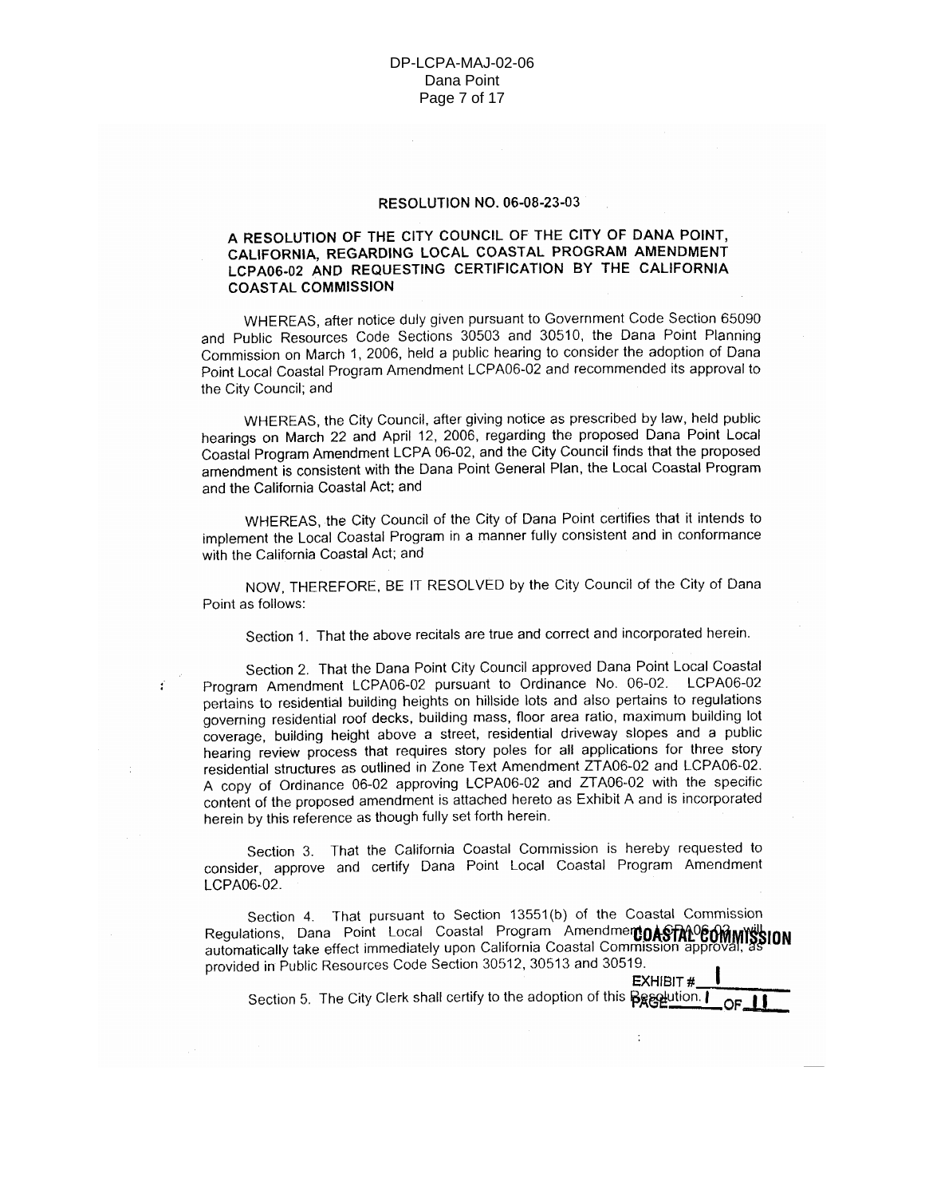## RESOLUTION NO. 06-08-23-03

### A RESOLUTION OF THE CITY COUNCIL OF THE CITY OF DANA POINT, CALIFORNIA, REGARDING LOCAL COASTAL PROGRAM AMENDMENT LCPA06-02 AND REQUESTING CERTIFICATION BY THE CALIFORNIA COASTAL COMMISSION

WHEREAS, after notice duly given pursuant to Government Code Section 65090 and Public Resources Code Sections 30503 and 30510, the Dana Point Planning Commission on March 1, 2006, held a public hearing to consider the adoption of Dana Point Local Coastal Program Amendment LCPA06-02 and recommended its approval to the City Council; and

WHEREAS, the City Council, after giving notice as prescribed by law, held public hearings on March 22 and April 12, 2006, regarding the proposed Dana Point Local Coastal Program Amendment LCPA 06-02, and the City Council finds that the proposed amendment is consistent with the Dana Point General Plan, the Local Coastal Program and the California Coastal Act; and

WHEREAS, the City Council of the City of Dana Point certifies that it intends to implement the Local Coastal Program in a manner fully consistent and in conformance with the California Coastal Act; and

NOW, THEREFORE, BE IT RESOLVED by the City Council of the City of Dana Point as follows:

Section 1. That the above recitals are true and correct and incorporated herein.

Section 2. That the Dana Point City Council approved Dana Point Local Coastal Program Amendment LCPA06-02 pursuant to Ordinance No. 06-02. LCPA06-02 pertains to residential building heights on hillside lots and also pertains to regulations governing residential roof decks, building mass, floor area ratio, maximum building lot coverage, building height above a street, residential driveway slopes and a public hearing review process that requires story poles for all applications for three story residential structures as outlined in Zone Text Amendment ZTA06-02 and LCPA06-02. A copy of Ordinance 06-02 approving LCPA06-02 and ZTA06-02 with the specific content of the proposed amendment is attached hereto as Exhibit A and is incorporated herein by this reference as though fully set forth herein.

Section 3. That the California Coastal Commission is hereby requested to consider, approve and certify Dana Point Local Coastal Program Amendment LCPA06-02.

Section 4. That pursuant to Section 13551(b) of the Coastal Commission Regulations, Dana Point Local Coastal Program Amendment LCPA06-02 will automatically take effect immediately upon California Coastal Commission approval, as provided in Public Resources Code Section 30512, 30513 and 30519.

Section 5. The City Clerk shall certify to the adoption of this Resolution.

COASTAL COMMISSION
EXHIBIT # 1
PAGE 1 OF 11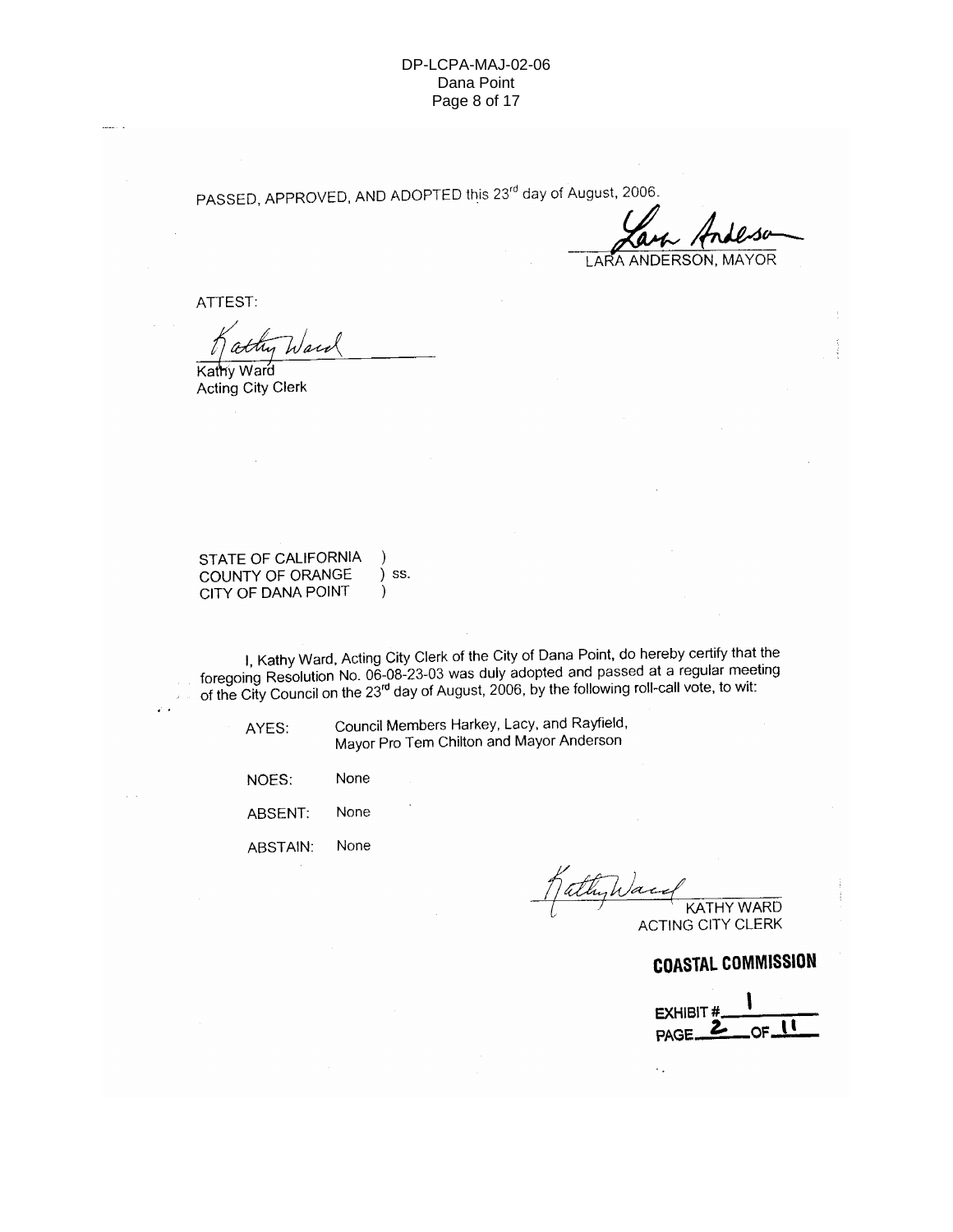PASSED, APPROVED, AND ADOPTED this 23rd day of August, 2006.

LARA ANDERSON, MAYOR

ATTEST:

Kathy Ward
Acting City Clerk

STATE OF CALIFORNIA )
COUNTY OF ORANGE ) ss.
CITY OF DANA POINT )

I, Kathy Ward, Acting City Clerk of the City of Dana Point, do hereby certify that the foregoing Resolution No. 06-08-23-03 was duly adopted and passed at a regular meeting of the City Council on the 23rd day of August, 2006, by the following roll-call vote, to wit:

AYES: Council Members Harkey, Lacy, and Rayfield, Mayor Pro Tem Chilton and Mayor Anderson

NOES: None

ABSENT: None

ABSTAIN: None

KATHY WARD
ACTING CITY CLERK

**COASTAL COMMISSION**

EXHIBIT # 1
PAGE 2 OF 11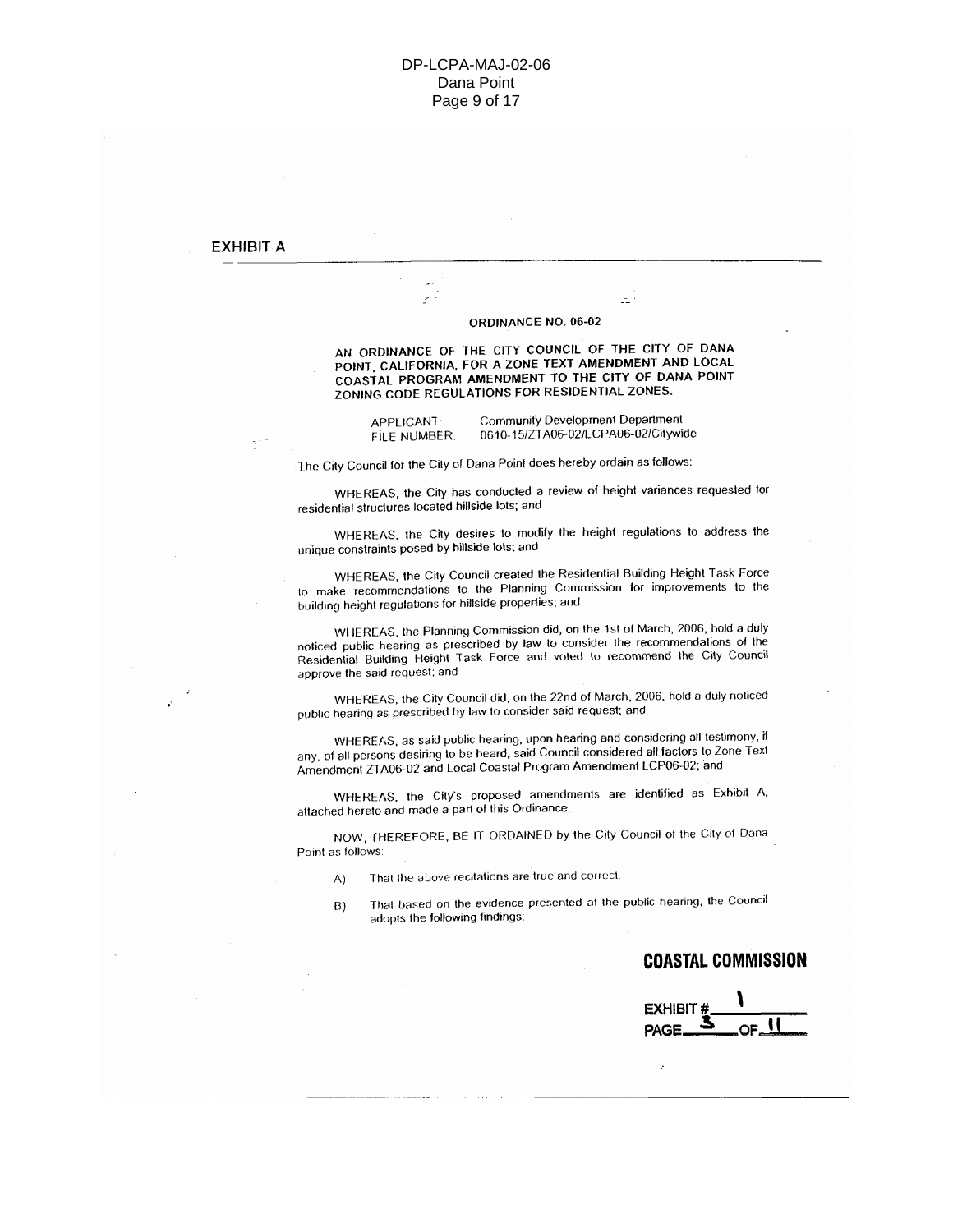**EXHIBIT A**

---

**ORDINANCE NO. 06-02**

**AN ORDINANCE OF THE CITY COUNCIL OF THE CITY OF DANA POINT, CALIFORNIA, FOR A ZONE TEXT AMENDMENT AND LOCAL COASTAL PROGRAM AMENDMENT TO THE CITY OF DANA POINT ZONING CODE REGULATIONS FOR RESIDENTIAL ZONES.**

APPLICANT: Community Development Department
FILE NUMBER: 0610-15/ZTA06-02/LCPA06-02/Citywide

The City Council for the City of Dana Point does hereby ordain as follows:

WHEREAS, the City has conducted a review of height variances requested for residential structures located hillside lots; and

WHEREAS, the City desires to modify the height regulations to address the unique constraints posed by hillside lots; and

WHEREAS, the City Council created the Residential Building Height Task Force to make recommendations to the Planning Commission for improvements to the building height regulations for hillside properties; and

WHEREAS, the Planning Commission did, on the 1st of March, 2006, hold a duly noticed public hearing as prescribed by law to consider the recommendations of the Residential Building Height Task Force and voted to recommend the City Council approve the said request; and

WHEREAS, the City Council did, on the 22nd of March, 2006, hold a duly noticed public hearing as prescribed by law to consider said request; and

WHEREAS, as said public hearing, upon hearing and considering all testimony, if any, of all persons desiring to be heard, said Council considered all factors to Zone Text Amendment ZTA06-02 and Local Coastal Program Amendment LCP06-02; and

WHEREAS, the City's proposed amendments are identified as Exhibit A, attached hereto and made a part of this Ordinance.

NOW, THEREFORE, BE IT ORDAINED by the City Council of the City of Dana Point as follows:

A) That the above recitations are true and correct.

B) That based on the evidence presented at the public hearing, the Council adopts the following findings:

**COASTAL COMMISSION**

EXHIBIT # 1
PAGE 3 OF 11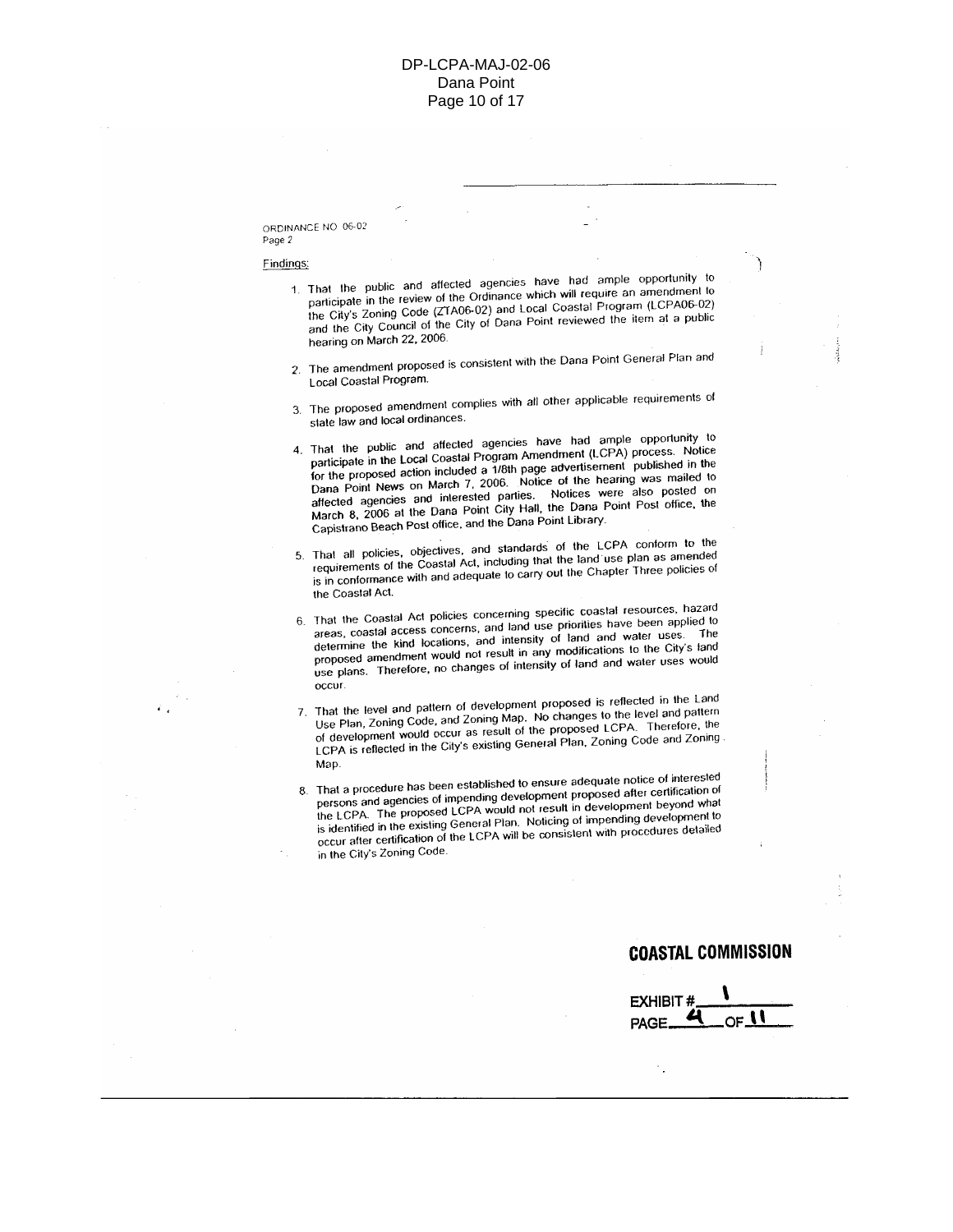ORDINANCE NO 06-02
Page 2

Findings:

1. That the public and affected agencies have had ample opportunity to participate in the review of the Ordinance which will require an amendment to the City's Zoning Code (ZTA06-02) and Local Coastal Program (LCPA06-02) and the City Council of the City of Dana Point reviewed the item at a public hearing on March 22, 2006.

2. The amendment proposed is consistent with the Dana Point General Plan and Local Coastal Program.

3. The proposed amendment complies with all other applicable requirements of state law and local ordinances.

4. That the public and affected agencies have had ample opportunity to participate in the Local Coastal Program Amendment (LCPA) process. Notice for the proposed action included a 1/8th page advertisement published in the Dana Point News on March 7, 2006. Notice of the hearing was mailed to affected agencies and interested parties. Notices were also posted on March 8, 2006 at the Dana Point City Hall, the Dana Point Post office, the Capistrano Beach Post office, and the Dana Point Library.

5. That all policies, objectives, and standards of the LCPA conform to the requirements of the Coastal Act, including that the land use plan as amended is in conformance with and adequate to carry out the Chapter Three policies of the Coastal Act.

6. That the Coastal Act policies concerning specific coastal resources, hazard areas, coastal access concerns, and land use priorities have been applied to determine the kind locations, and intensity of land and water uses. The proposed amendment would not result in any modifications to the City's land use plans. Therefore, no changes of intensity of land and water uses would occur.

7. That the level and pattern of development proposed is reflected in the Land Use Plan, Zoning Code, and Zoning Map. No changes to the level and pattern of development would occur as result of the proposed LCPA. Therefore, the LCPA is reflected in the City's existing General Plan, Zoning Code and Zoning Map.

8. That a procedure has been established to ensure adequate notice of interested persons and agencies of impending development proposed after certification of the LCPA. The proposed LCPA would not result in development beyond what is identified in the existing General Plan. Noticing of impending development to occur after certification of the LCPA will be consistent with procedures detailed in the City's Zoning Code.

**COASTAL COMMISSION**

EXHIBIT # 1
PAGE 4 OF 11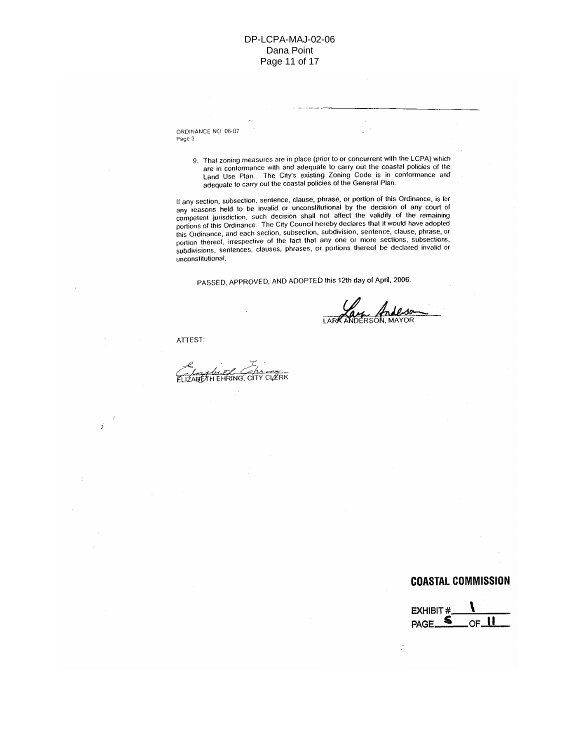ORDINANCE NO. 06-02
Page 3

9. That zoning measures are in place (prior to or concurrent with the LCPA) which are in conformance with and adequate to carry out the coastal policies of the Land Use Plan. The City's existing Zoning Code is in conformance and adequate to carry out the coastal policies of the General Plan.

If any section, subsection, sentence, clause, phrase, or portion of this Ordinance, is for any reasons held to be invalid or unconstitutional by the decision of any court of competent jurisdiction, such decision shall not affect the validity of the remaining portions of this Ordinance. The City Council hereby declares that it would have adopted this Ordinance, and each section, subsection, subdivision, sentence, clause, phrase, or portion thereof, irrespective of the fact that any one or more sections, subsections, subdivisions, sentences, clauses, phrases, or portions thereof be declared invalid or unconstitutional.

PASSED, APPROVED, AND ADOPTED this 12th day of April, 2006.

LARA ANDERSON, MAYOR

ATTEST:

ELIZABETH EHRING, CITY CLERK

**COASTAL COMMISSION**

EXHIBIT # 1
PAGE 5 OF 11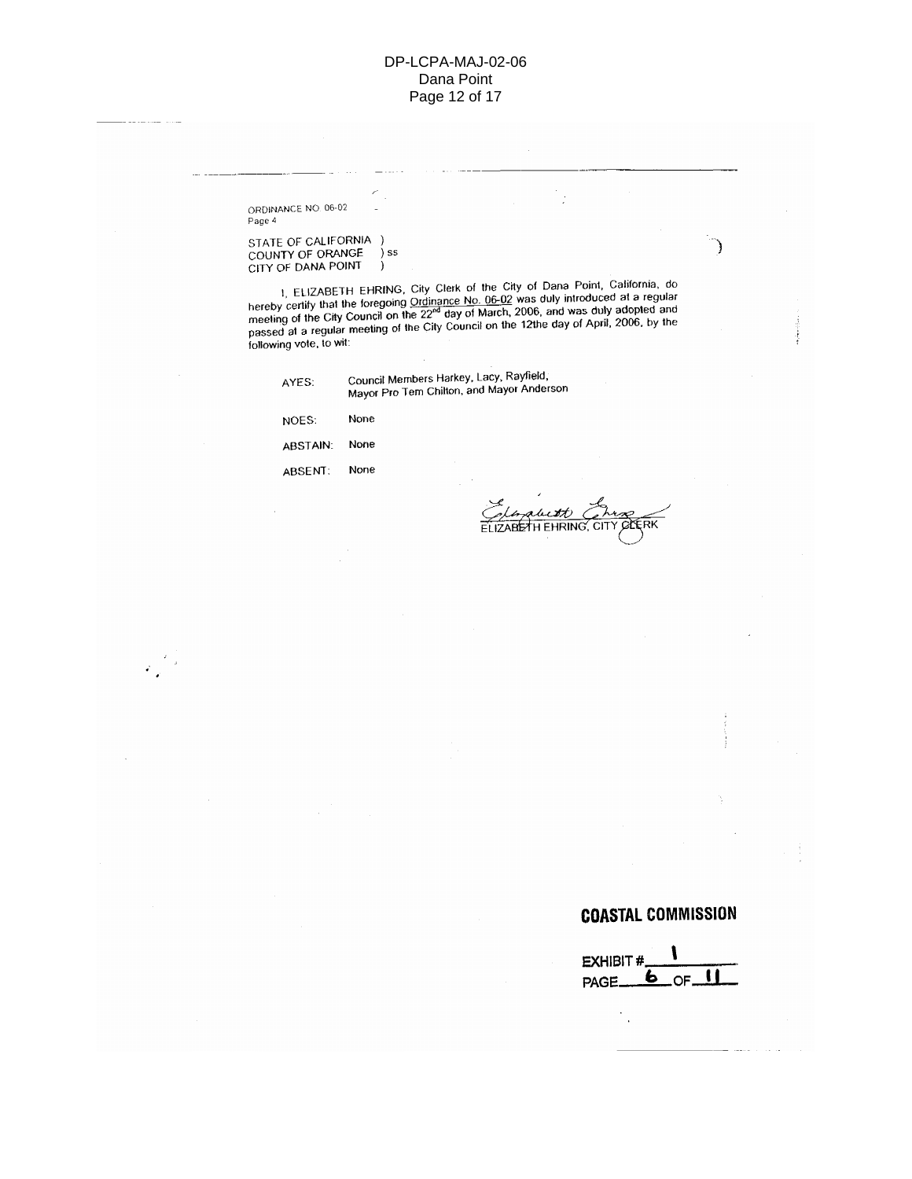ORDINANCE NO. 06-02
Page 4

STATE OF CALIFORNIA )
COUNTY OF ORANGE ) ss
CITY OF DANA POINT )

I, ELIZABETH EHRING, City Clerk of the City of Dana Point, California, do hereby certify that the foregoing Ordinance No. 06-02 was duly introduced at a regular meeting of the City Council on the 22nd day of March, 2006, and was duly adopted and passed at a regular meeting of the City Council on the 12the day of April, 2006, by the following vote, to wit:

AYES: Council Members Harkey, Lacy, Rayfield, Mayor Pro Tem Chilton, and Mayor Anderson

NOES: None

ABSTAIN: None

ABSENT: None

ELIZABETH EHRING, CITY CLERK

**COASTAL COMMISSION**

EXHIBIT # 1
PAGE 6 OF 11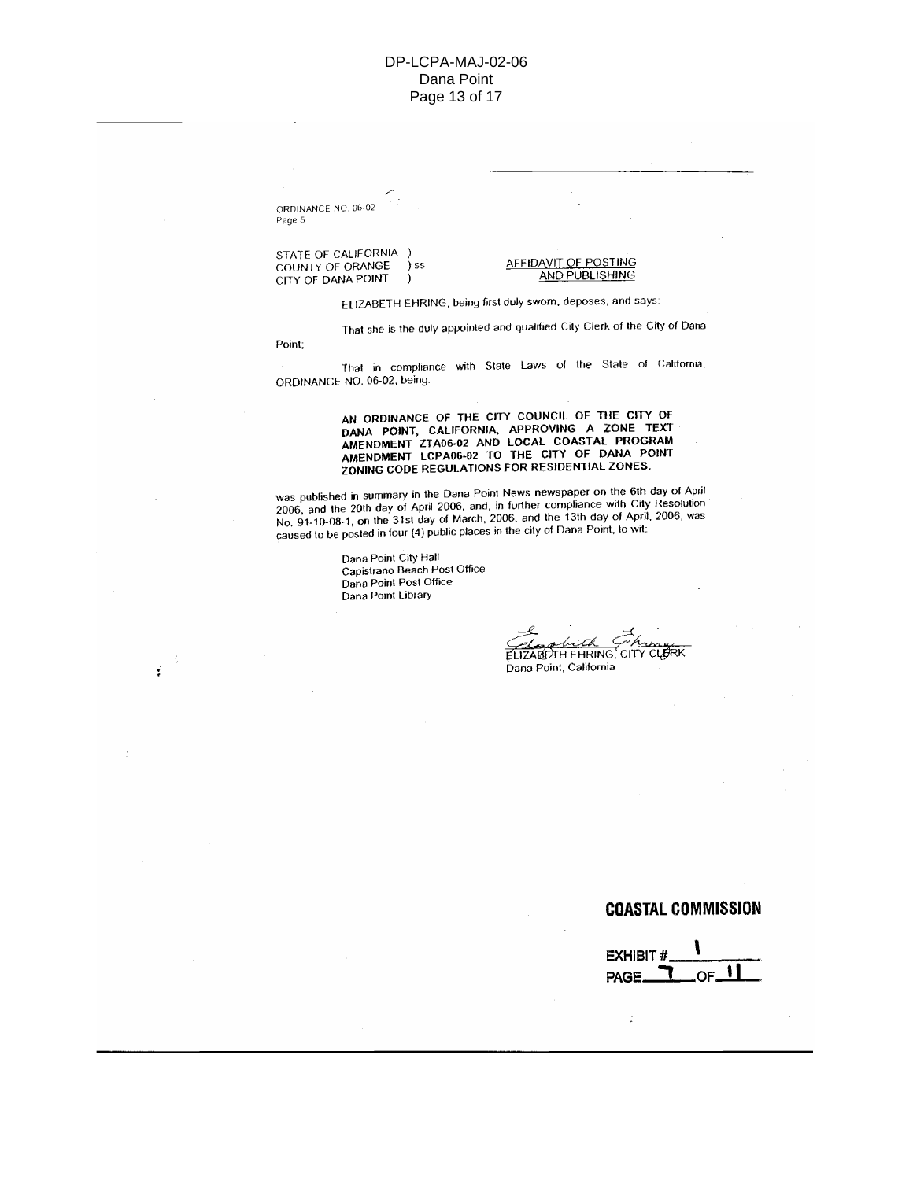ORDINANCE NO. 06-02
Page 5

STATE OF CALIFORNIA )
COUNTY OF ORANGE ) ss
CITY OF DANA POINT )

AFFIDAVIT OF POSTING AND PUBLISHING

ELIZABETH EHRING, being first duly sworn, deposes, and says:

That she is the duly appointed and qualified City Clerk of the City of Dana Point;

That in compliance with State Laws of the State of California, ORDINANCE NO. 06-02, being:

**AN ORDINANCE OF THE CITY COUNCIL OF THE CITY OF DANA POINT, CALIFORNIA, APPROVING A ZONE TEXT AMENDMENT ZTA06-02 AND LOCAL COASTAL PROGRAM AMENDMENT LCPA06-02 TO THE CITY OF DANA POINT ZONING CODE REGULATIONS FOR RESIDENTIAL ZONES.**

was published in summary in the Dana Point News newspaper on the 6th day of April 2006, and the 20th day of April 2006, and, in further compliance with City Resolution No. 91-10-08-1, on the 31st day of March, 2006, and the 13th day of April, 2006, was caused to be posted in four (4) public places in the city of Dana Point, to wit:

Dana Point City Hall
Capistrano Beach Post Office
Dana Point Post Office
Dana Point Library

Elizabeth Ehring
ELIZABETH EHRING, CITY CLERK
Dana Point, California

**COASTAL COMMISSION**

EXHIBIT # 1
PAGE 7 OF 11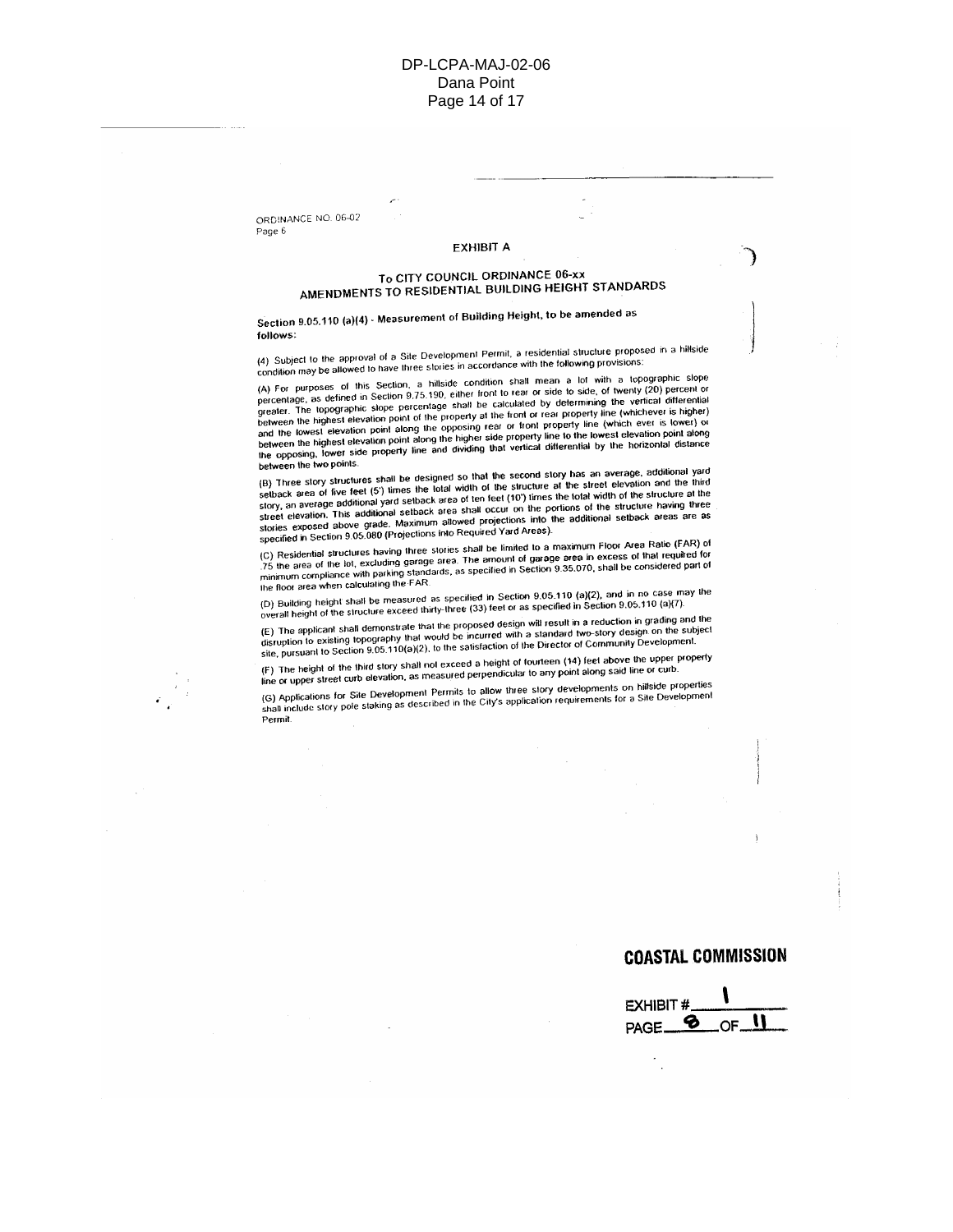ORDINANCE NO. 06-02
Page 6

## EXHIBIT A

### To CITY COUNCIL ORDINANCE 06-xx
### AMENDMENTS TO RESIDENTIAL BUILDING HEIGHT STANDARDS

**Section 9.05.110 (a)(4) - Measurement of Building Height, to be amended as follows:**

(4) Subject to the approval of a Site Development Permit, a residential structure proposed in a hillside condition may be allowed to have three stories in accordance with the following provisions:

(A) For purposes of this Section, a hillside condition shall mean a lot with a topographic slope percentage, as defined in Section 9.75.190, either front to rear or side to side, of twenty (20) percent or greater. The topographic slope percentage shall be calculated by determining the vertical differential between the highest elevation point of the property at the front or rear property line (whichever is higher) and the lowest elevation point along the opposing rear or front property line (which ever is lower) or between the highest elevation point along the higher side property line to the lowest elevation point along the opposing, lower side property line and dividing that vertical differential by the horizontal distance between the two points.

(B) Three story structures shall be designed so that the second story has an average, additional yard setback area of five feet (5') times the total width of the structure at the street elevation and the third story, an average additional yard setback area of ten feet (10') times the total width of the structure at the street elevation. This additional setback area shall occur on the portions of the structure having three stories exposed above grade. Maximum allowed projections into the additional setback areas are as specified in Section 9.05.080 (Projections into Required Yard Areas).

(C) Residential structures having three stories shall be limited to a maximum Floor Area Ratio (FAR) of .75 the area of the lot, excluding garage area. The amount of garage area in excess of that required for minimum compliance with parking standards, as specified in Section 9.35.070, shall be considered part of the floor area when calculating the FAR.

(D) Building height shall be measured as specified in Section 9.05.110 (a)(2), and in no case may the overall height of the structure exceed thirty-three (33) feet or as specified in Section 9.05.110 (a)(7).

(E) The applicant shall demonstrate that the proposed design will result in a reduction in grading and the disruption to existing topography that would be incurred with a standard two-story design on the subject site, pursuant to Section 9.05.110(a)(2), to the satisfaction of the Director of Community Development.

(F) The height of the third story shall not exceed a height of fourteen (14) feet above the upper property line or upper street curb elevation, as measured perpendicular to any point along said line or curb.

(G) Applications for Site Development Permits to allow three story developments on hillside properties shall include story pole staking as described in the City's application requirements for a Site Development Permit.

**COASTAL COMMISSION**

EXHIBIT # 1
PAGE 8 OF 11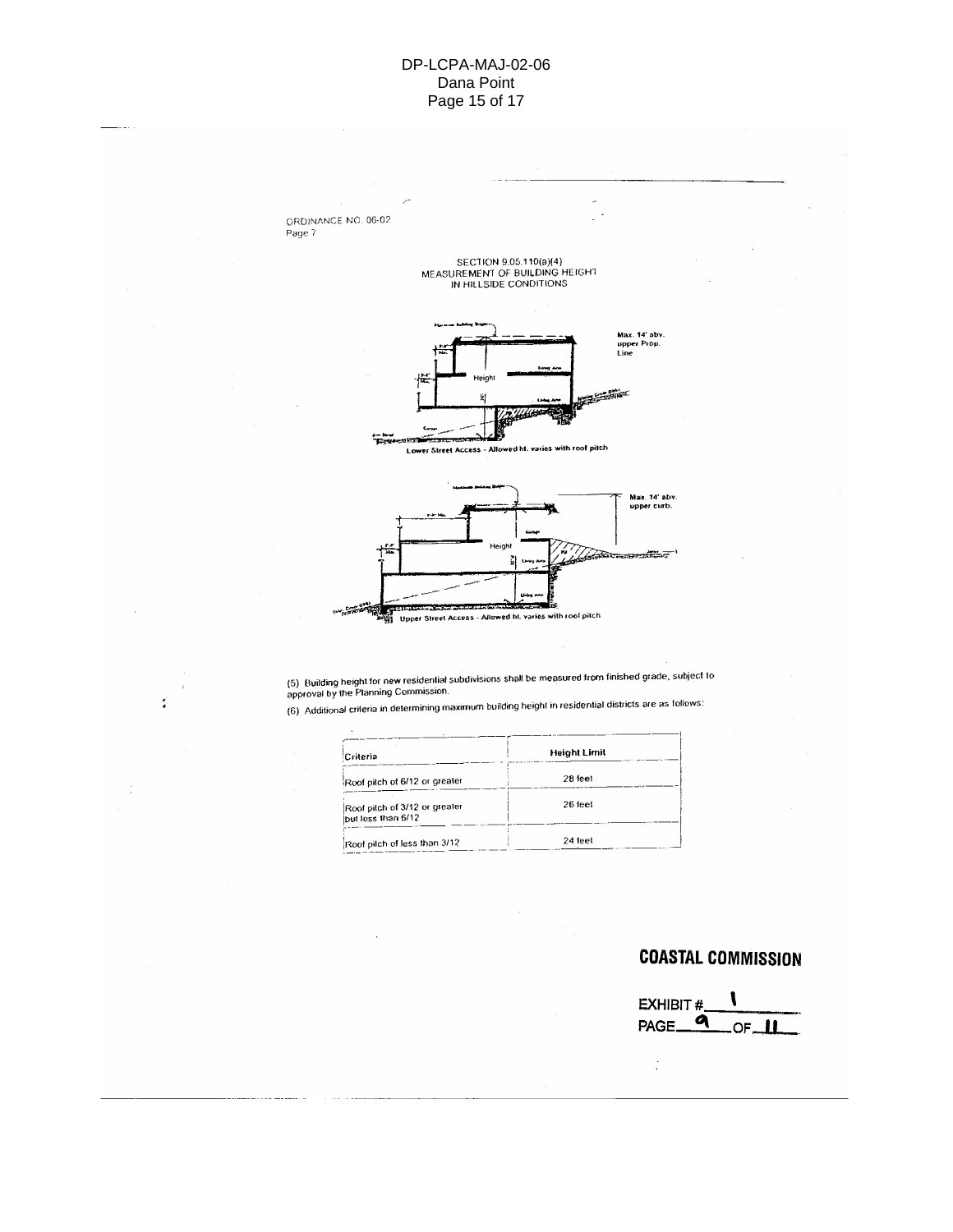ORDINANCE NO. 06-02
Page 7

SECTION 9.05.110(a)(4)
MEASUREMENT OF BUILDING HEIGHT
IN HILLSIDE CONDITIONS

Max. 14' abv. upper Prop. Line

Height

Lower Street Access - Allowed ht. varies with roof pitch

Max. 14' abv. upper curb.

Height

Upper Street Access - Allowed ht. varies with roof pitch

(5) Building height for new residential subdivisions shall be measured from finished grade, subject to approval by the Planning Commission.

(6) Additional criteria in determining maximum building height in residential districts are as follows:

| Criteria | Height Limit |
|---|---|
| Roof pitch of 6/12 or greater | 28 feet |
| Roof pitch of 3/12 or greater but less than 6/12 | 26 feet |
| Roof pitch of less than 3/12 | 24 feet |

**COASTAL COMMISSION**

EXHIBIT # 1
PAGE 9 OF 11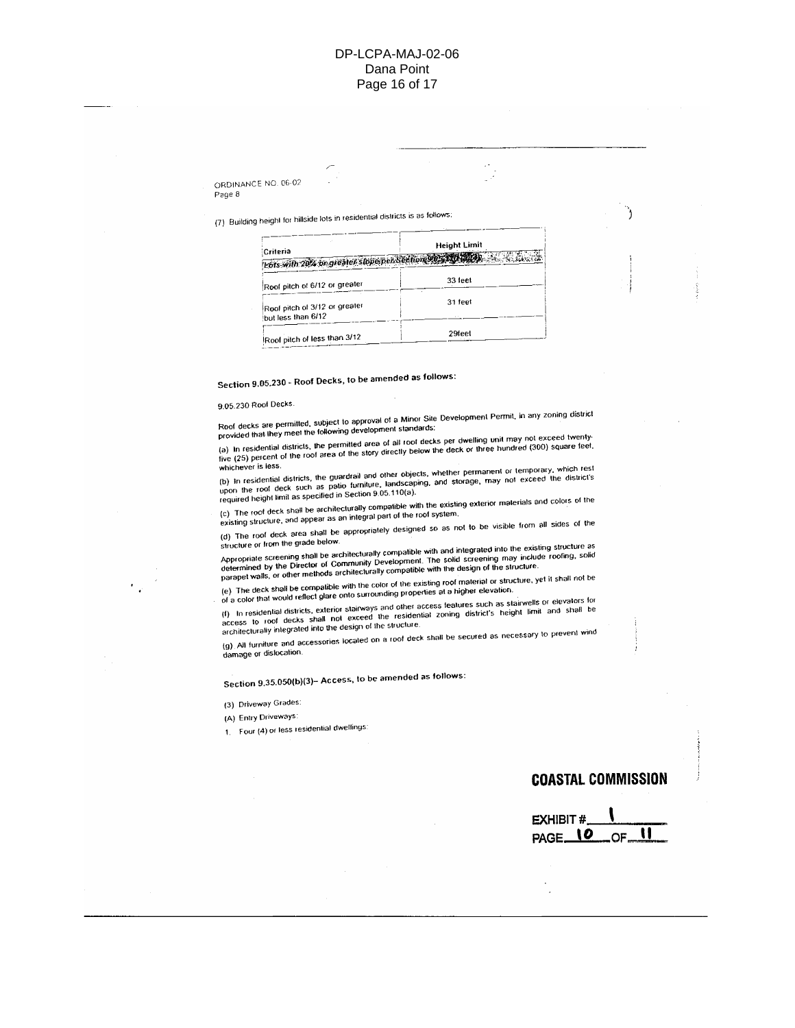ORDINANCE NO. 06-02
Page 8

(7) Building height for hillside lots in residential districts is as follows:

| Criteria | Height Limit |
|---|---|
| Lots with 20% or greater slope per Section 9.05.110(a)(4) | |
| Roof pitch of 6/12 or greater | 33 feet |
| Roof pitch of 3/12 or greater but less than 6/12 | 31 feet |
| Roof pitch of less than 3/12 | 29feet |

## Section 9.05.230 - Roof Decks, to be amended as follows:

9.05.230 Roof Decks.

Roof decks are permitted, subject to approval of a Minor Site Development Permit, in any zoning district provided that they meet the following development standards:

(a) In residential districts, the permitted area of all roof decks per dwelling unit may not exceed twenty-five (25) percent of the roof area of the story directly below the deck or three hundred (300) square feet, whichever is less.

(b) In residential districts, the guardrail and other objects, whether permanent or temporary, which rest upon the roof deck such as patio furniture, landscaping, and storage, may not exceed the district's required height limit as specified in Section 9.05.110(a).

(c) The roof deck shall be architecturally compatible with the existing exterior materials and colors of the existing structure, and appear as an integral part of the roof system.

(d) The roof deck area shall be appropriately designed so as not to be visible from all sides of the structure or from the grade below.

Appropriate screening shall be architecturally compatible with and integrated into the existing structure as determined by the Director of Community Development. The solid screening may include roofing, solid parapet walls, or other methods architecturally compatible with the design of the structure.

(e) The deck shall be compatible with the color of the existing roof material or structure, yet it shall not be of a color that would reflect glare onto surrounding properties at a higher elevation.

(f) In residential districts, exterior stairways and other access features such as stairwells or elevators for access to roof decks shall not exceed the residential zoning district's height limit and shall be architecturally integrated into the design of the structure.

(g) All furniture and accessories located on a roof deck shall be secured as necessary to prevent wind damage or dislocation.

## Section 9.35.050(b)(3)– Access, to be amended as follows:

(3) Driveway Grades:

(A) Entry Driveways:

1. Four (4) or less residential dwellings:

**COASTAL COMMISSION**

EXHIBIT # 1
PAGE 10 OF 11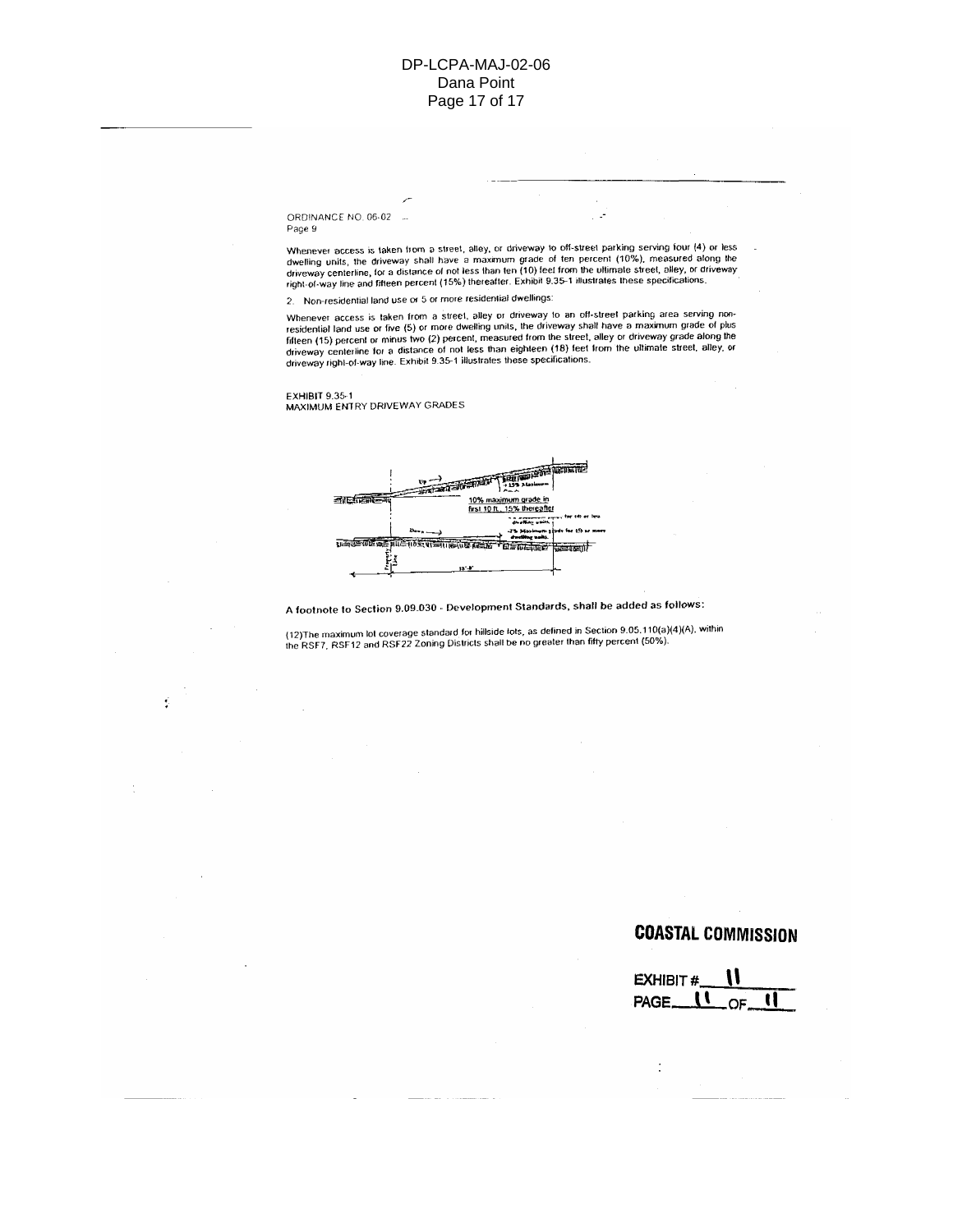ORDINANCE NO. 06-02

Page 9

Whenever access is taken from a street, alley, or driveway to off-street parking serving four (4) or less dwelling units, the driveway shall have a maximum grade of ten percent (10%), measured along the driveway centerline, for a distance of not less than ten (10) feet from the ultimate street, alley, or driveway right-of-way line and fifteen percent (15%) thereafter. Exhibit 9.35-1 illustrates these specifications.

2. Non-residential land use or 5 or more residential dwellings:

Whenever access is taken from a street, alley or driveway to an off-street parking area serving non-residential land use or five (5) or more dwelling units, the driveway shall have a maximum grade of plus fifteen (15) percent or minus two (2) percent, measured from the street, alley or driveway grade along the driveway centerline for a distance of not less than eighteen (18) feet from the ultimate street, alley, or driveway right-of-way line. Exhibit 9.35-1 illustrates these specifications.

EXHIBIT 9.35-1
MAXIMUM ENTRY DRIVEWAY GRADES

Up

+15% Maximum

10% maximum grade in first 10 ft., 15% thereafter

for (4) or less dwelling units

Down

-2% Maximum grade for (5) or more dwelling units

Property Line

18'-0"

A footnote to Section 9.09.030 - Development Standards, shall be added as follows:

(12)The maximum lot coverage standard for hillside lots, as defined in Section 9.05.110(a)(4)(A), within the RSF7, RSF12 and RSF22 Zoning Districts shall be no greater than fifty percent (50%).

**COASTAL COMMISSION**

EXHIBIT # 11
PAGE 11 OF 11